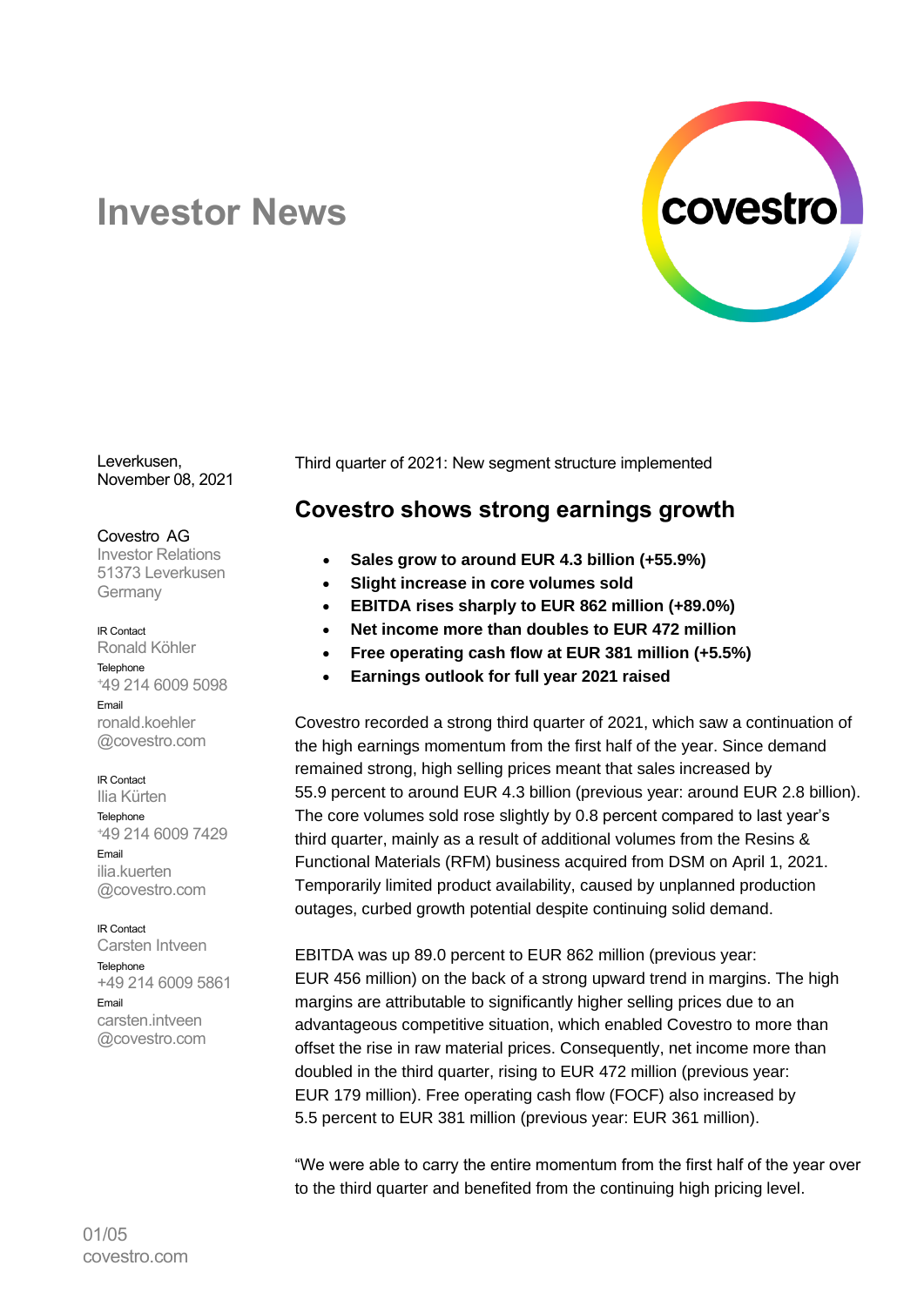# Investor News

Leverkusen,
November 08, 2021

Covestro AG
Investor Relations
51373 Leverkusen
Germany

IR Contact
Ronald Köhler
Telephone
+49 214 6009 5098
Email
ronald.koehler
@covestro.com

IR Contact
Ilia Kürten
Telephone
+49 214 6009 7429
Email
ilia.kuerten
@covestro.com

IR Contact
Carsten Intveen
Telephone
+49 214 6009 5861
Email
carsten.intveen
@covestro.com

Third quarter of 2021: New segment structure implemented

## Covestro shows strong earnings growth

- **Sales grow to around EUR 4.3 billion (+55.9%)**
- **Slight increase in core volumes sold**
- **EBITDA rises sharply to EUR 862 million (+89.0%)**
- **Net income more than doubles to EUR 472 million**
- **Free operating cash flow at EUR 381 million (+5.5%)**
- **Earnings outlook for full year 2021 raised**

Covestro recorded a strong third quarter of 2021, which saw a continuation of the high earnings momentum from the first half of the year. Since demand remained strong, high selling prices meant that sales increased by 55.9 percent to around EUR 4.3 billion (previous year: around EUR 2.8 billion). The core volumes sold rose slightly by 0.8 percent compared to last year's third quarter, mainly as a result of additional volumes from the Resins & Functional Materials (RFM) business acquired from DSM on April 1, 2021. Temporarily limited product availability, caused by unplanned production outages, curbed growth potential despite continuing solid demand.

EBITDA was up 89.0 percent to EUR 862 million (previous year: EUR 456 million) on the back of a strong upward trend in margins. The high margins are attributable to significantly higher selling prices due to an advantageous competitive situation, which enabled Covestro to more than offset the rise in raw material prices. Consequently, net income more than doubled in the third quarter, rising to EUR 472 million (previous year: EUR 179 million). Free operating cash flow (FOCF) also increased by 5.5 percent to EUR 381 million (previous year: EUR 361 million).

"We were able to carry the entire momentum from the first half of the year over to the third quarter and benefited from the continuing high pricing level.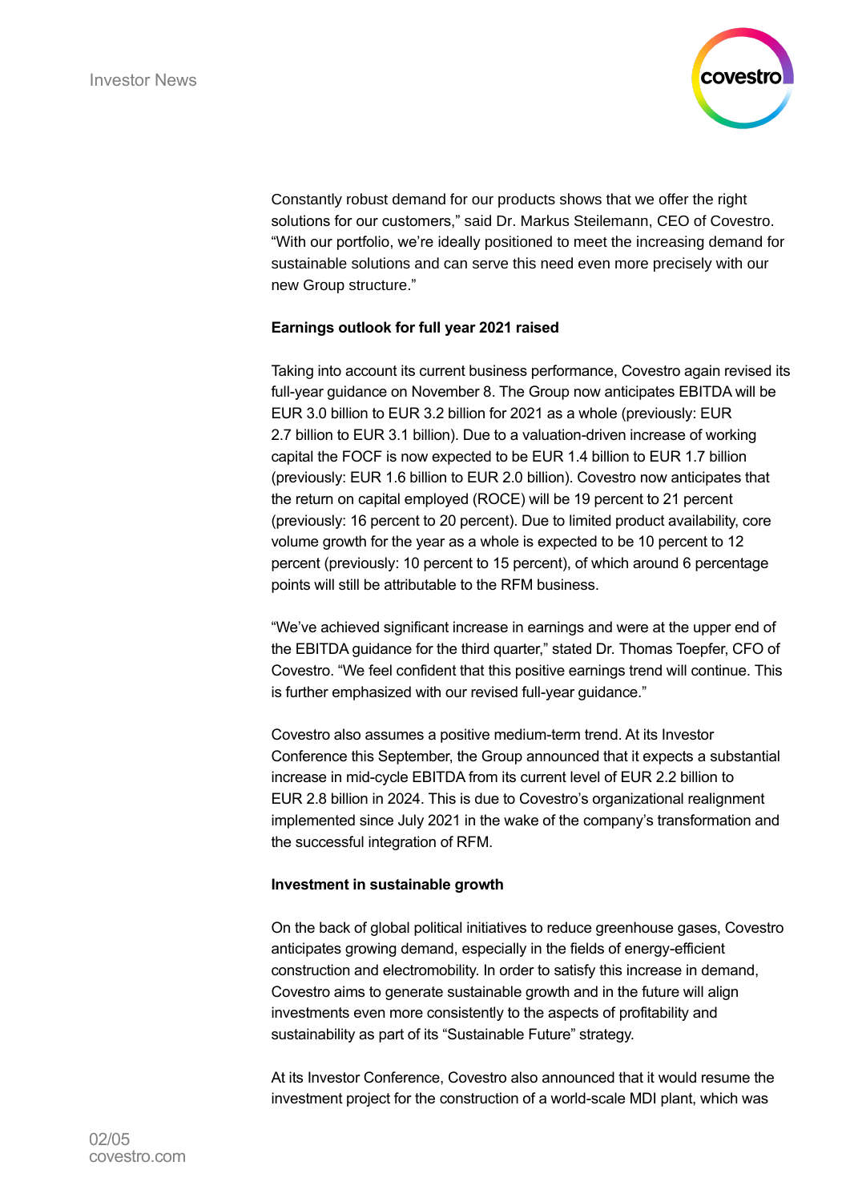Constantly robust demand for our products shows that we offer the right solutions for our customers," said Dr. Markus Steilemann, CEO of Covestro. "With our portfolio, we're ideally positioned to meet the increasing demand for sustainable solutions and can serve this need even more precisely with our new Group structure."

**Earnings outlook for full year 2021 raised**

Taking into account its current business performance, Covestro again revised its full-year guidance on November 8. The Group now anticipates EBITDA will be EUR 3.0 billion to EUR 3.2 billion for 2021 as a whole (previously: EUR 2.7 billion to EUR 3.1 billion). Due to a valuation-driven increase of working capital the FOCF is now expected to be EUR 1.4 billion to EUR 1.7 billion (previously: EUR 1.6 billion to EUR 2.0 billion). Covestro now anticipates that the return on capital employed (ROCE) will be 19 percent to 21 percent (previously: 16 percent to 20 percent). Due to limited product availability, core volume growth for the year as a whole is expected to be 10 percent to 12 percent (previously: 10 percent to 15 percent), of which around 6 percentage points will still be attributable to the RFM business.

"We've achieved significant increase in earnings and were at the upper end of the EBITDA guidance for the third quarter," stated Dr. Thomas Toepfer, CFO of Covestro. "We feel confident that this positive earnings trend will continue. This is further emphasized with our revised full-year guidance."

Covestro also assumes a positive medium-term trend. At its Investor Conference this September, the Group announced that it expects a substantial increase in mid-cycle EBITDA from its current level of EUR 2.2 billion to EUR 2.8 billion in 2024. This is due to Covestro's organizational realignment implemented since July 2021 in the wake of the company's transformation and the successful integration of RFM.

**Investment in sustainable growth**

On the back of global political initiatives to reduce greenhouse gases, Covestro anticipates growing demand, especially in the fields of energy-efficient construction and electromobility. In order to satisfy this increase in demand, Covestro aims to generate sustainable growth and in the future will align investments even more consistently to the aspects of profitability and sustainability as part of its "Sustainable Future" strategy.

At its Investor Conference, Covestro also announced that it would resume the investment project for the construction of a world-scale MDI plant, which was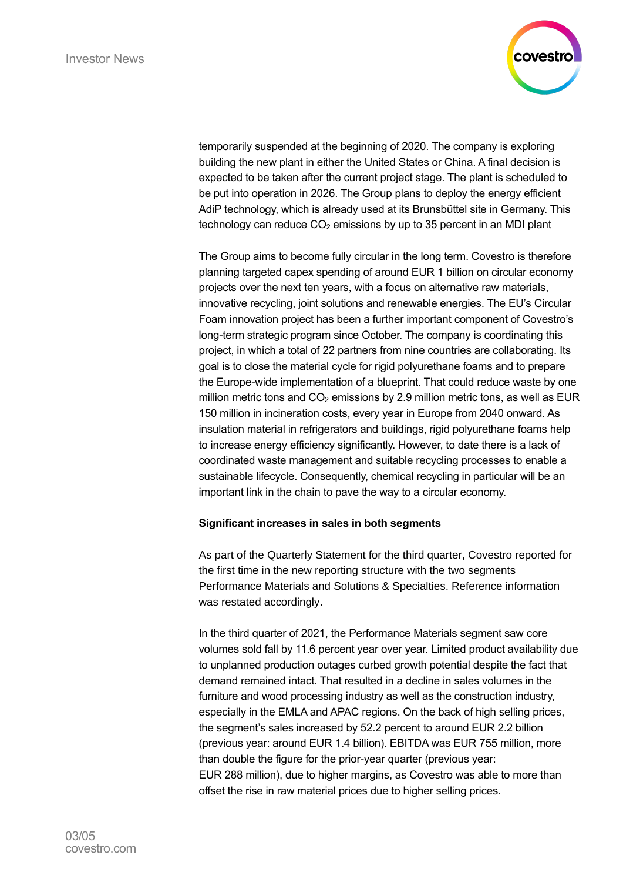temporarily suspended at the beginning of 2020. The company is exploring building the new plant in either the United States or China. A final decision is expected to be taken after the current project stage. The plant is scheduled to be put into operation in 2026. The Group plans to deploy the energy efficient AdiP technology, which is already used at its Brunsbüttel site in Germany. This technology can reduce $CO_2$ emissions by up to 35 percent in an MDI plant

The Group aims to become fully circular in the long term. Covestro is therefore planning targeted capex spending of around EUR 1 billion on circular economy projects over the next ten years, with a focus on alternative raw materials, innovative recycling, joint solutions and renewable energies. The EU's Circular Foam innovation project has been a further important component of Covestro's long-term strategic program since October. The company is coordinating this project, in which a total of 22 partners from nine countries are collaborating. Its goal is to close the material cycle for rigid polyurethane foams and to prepare the Europe-wide implementation of a blueprint. That could reduce waste by one million metric tons and $CO_2$ emissions by 2.9 million metric tons, as well as EUR 150 million in incineration costs, every year in Europe from 2040 onward. As insulation material in refrigerators and buildings, rigid polyurethane foams help to increase energy efficiency significantly. However, to date there is a lack of coordinated waste management and suitable recycling processes to enable a sustainable lifecycle. Consequently, chemical recycling in particular will be an important link in the chain to pave the way to a circular economy.

**Significant increases in sales in both segments**

As part of the Quarterly Statement for the third quarter, Covestro reported for the first time in the new reporting structure with the two segments Performance Materials and Solutions & Specialties. Reference information was restated accordingly.

In the third quarter of 2021, the Performance Materials segment saw core volumes sold fall by 11.6 percent year over year. Limited product availability due to unplanned production outages curbed growth potential despite the fact that demand remained intact. That resulted in a decline in sales volumes in the furniture and wood processing industry as well as the construction industry, especially in the EMLA and APAC regions. On the back of high selling prices, the segment's sales increased by 52.2 percent to around EUR 2.2 billion (previous year: around EUR 1.4 billion). EBITDA was EUR 755 million, more than double the figure for the prior-year quarter (previous year: EUR 288 million), due to higher margins, as Covestro was able to more than offset the rise in raw material prices due to higher selling prices.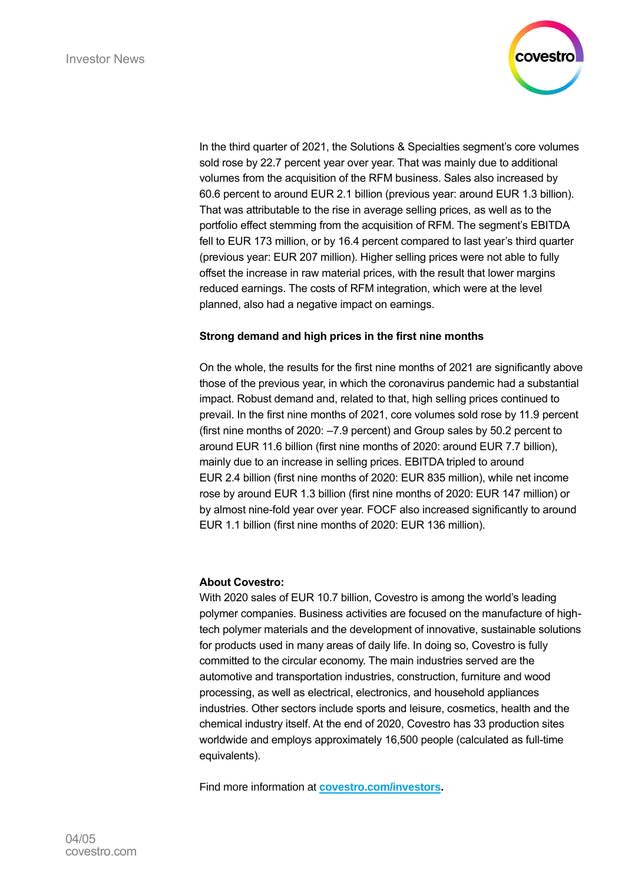In the third quarter of 2021, the Solutions & Specialties segment's core volumes sold rose by 22.7 percent year over year. That was mainly due to additional volumes from the acquisition of the RFM business. Sales also increased by 60.6 percent to around EUR 2.1 billion (previous year: around EUR 1.3 billion). That was attributable to the rise in average selling prices, as well as to the portfolio effect stemming from the acquisition of RFM. The segment's EBITDA fell to EUR 173 million, or by 16.4 percent compared to last year's third quarter (previous year: EUR 207 million). Higher selling prices were not able to fully offset the increase in raw material prices, with the result that lower margins reduced earnings. The costs of RFM integration, which were at the level planned, also had a negative impact on earnings.

**Strong demand and high prices in the first nine months**

On the whole, the results for the first nine months of 2021 are significantly above those of the previous year, in which the coronavirus pandemic had a substantial impact. Robust demand and, related to that, high selling prices continued to prevail. In the first nine months of 2021, core volumes sold rose by 11.9 percent (first nine months of 2020: –7.9 percent) and Group sales by 50.2 percent to around EUR 11.6 billion (first nine months of 2020: around EUR 7.7 billion), mainly due to an increase in selling prices. EBITDA tripled to around EUR 2.4 billion (first nine months of 2020: EUR 835 million), while net income rose by around EUR 1.3 billion (first nine months of 2020: EUR 147 million) or by almost nine-fold year over year. FOCF also increased significantly to around EUR 1.1 billion (first nine months of 2020: EUR 136 million).

**About Covestro:**

With 2020 sales of EUR 10.7 billion, Covestro is among the world's leading polymer companies. Business activities are focused on the manufacture of high-tech polymer materials and the development of innovative, sustainable solutions for products used in many areas of daily life. In doing so, Covestro is fully committed to the circular economy. The main industries served are the automotive and transportation industries, construction, furniture and wood processing, as well as electrical, electronics, and household appliances industries. Other sectors include sports and leisure, cosmetics, health and the chemical industry itself. At the end of 2020, Covestro has 33 production sites worldwide and employs approximately 16,500 people (calculated as full-time equivalents).

Find more information at **covestro.com/investors**.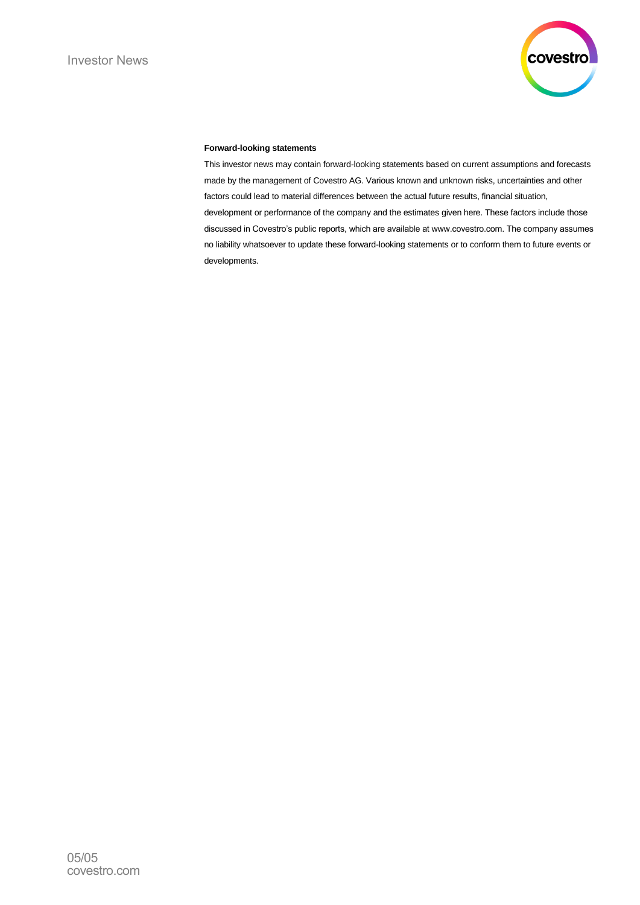**Forward-looking statements**

This investor news may contain forward-looking statements based on current assumptions and forecasts made by the management of Covestro AG. Various known and unknown risks, uncertainties and other factors could lead to material differences between the actual future results, financial situation, development or performance of the company and the estimates given here. These factors include those discussed in Covestro's public reports, which are available at www.covestro.com. The company assumes no liability whatsoever to update these forward-looking statements or to conform them to future events or developments.